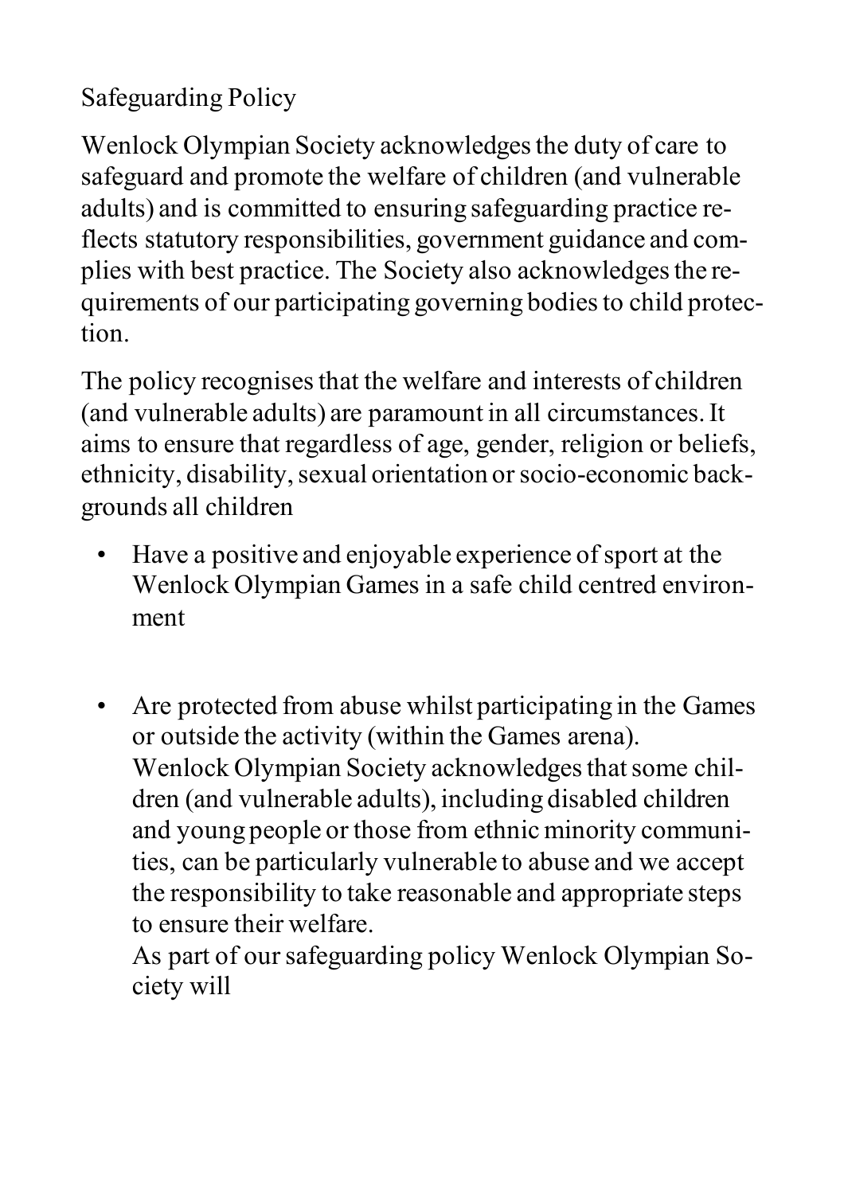# Safeguarding Policy

Wenlock Olympian Society acknowledges the duty of care to safeguard and promote the welfare of children (and vulnerable adults) and is committed to ensuring safeguarding practice reflects statutory responsibilities, government guidance and complies with best practice. The Society also acknowledges the requirements of our participating governing bodies to child protection.

The policy recognises that the welfare and interests of children (and vulnerable adults) are paramount in all circumstances. It aims to ensure that regardless of age, gender, religion or beliefs, ethnicity, disability, sexual orientation or socio-economic backgrounds all children

- Have a positive and enjoyable experience of sport at the Wenlock Olympian Games in a safe child centred environment

- Are protected from abuse whilst participating in the Games or outside the activity (within the Games arena).

  Wenlock Olympian Society acknowledges that some children (and vulnerable adults), including disabled children and young people or those from ethnic minority communities, can be particularly vulnerable to abuse and we accept the responsibility to take reasonable and appropriate steps to ensure their welfare.

  As part of our safeguarding policy Wenlock Olympian Society will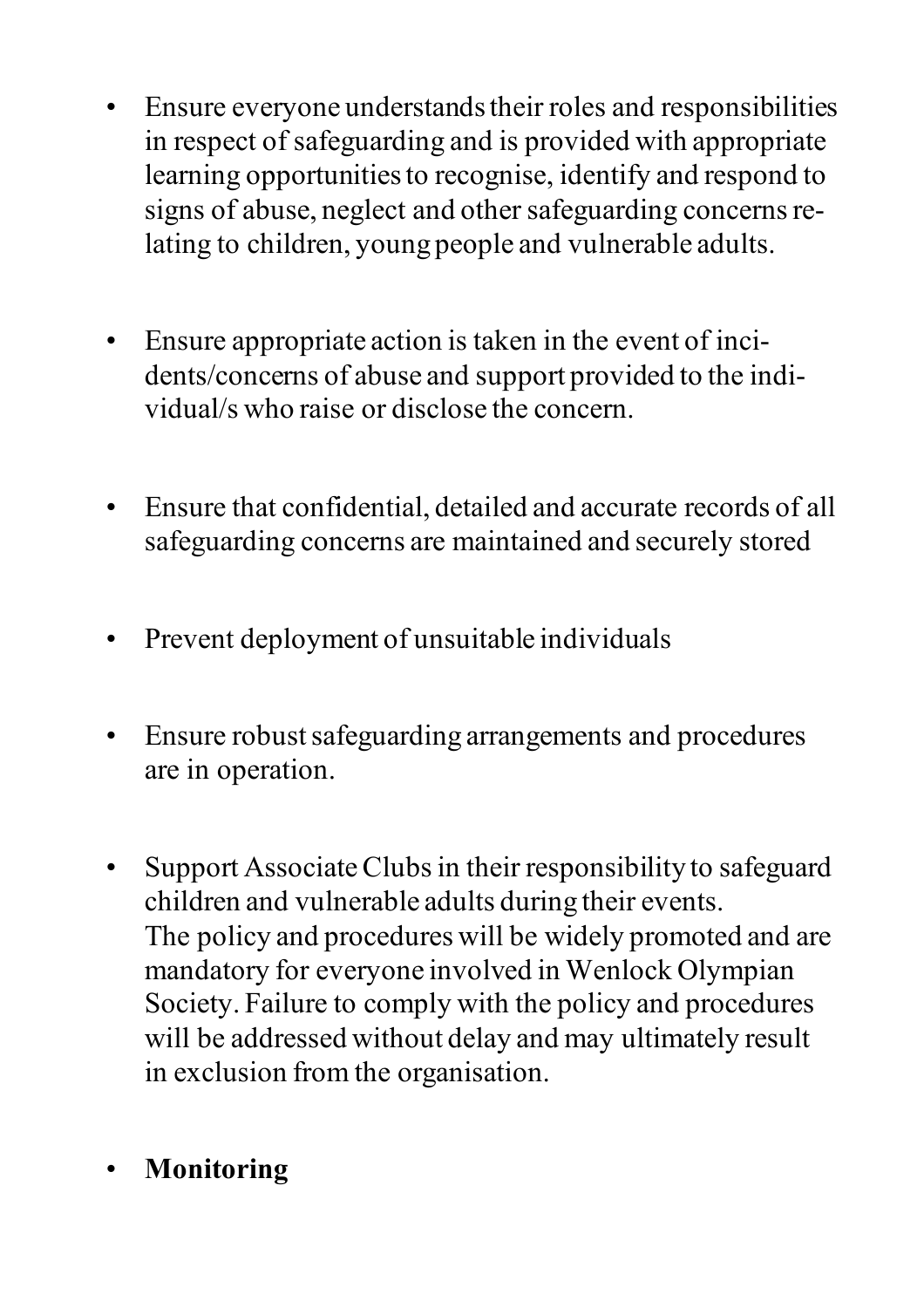- Ensure everyone understands their roles and responsibilities in respect of safeguarding and is provided with appropriate learning opportunities to recognise, identify and respond to signs of abuse, neglect and other safeguarding concerns relating to children, young people and vulnerable adults.

- Ensure appropriate action is taken in the event of incidents/concerns of abuse and support provided to the individual/s who raise or disclose the concern.

- Ensure that confidential, detailed and accurate records of all safeguarding concerns are maintained and securely stored

- Prevent deployment of unsuitable individuals

- Ensure robust safeguarding arrangements and procedures are in operation.

- Support Associate Clubs in their responsibility to safeguard children and vulnerable adults during their events.
  The policy and procedures will be widely promoted and are mandatory for everyone involved in Wenlock Olympian Society. Failure to comply with the policy and procedures will be addressed without delay and may ultimately result in exclusion from the organisation.

- **Monitoring**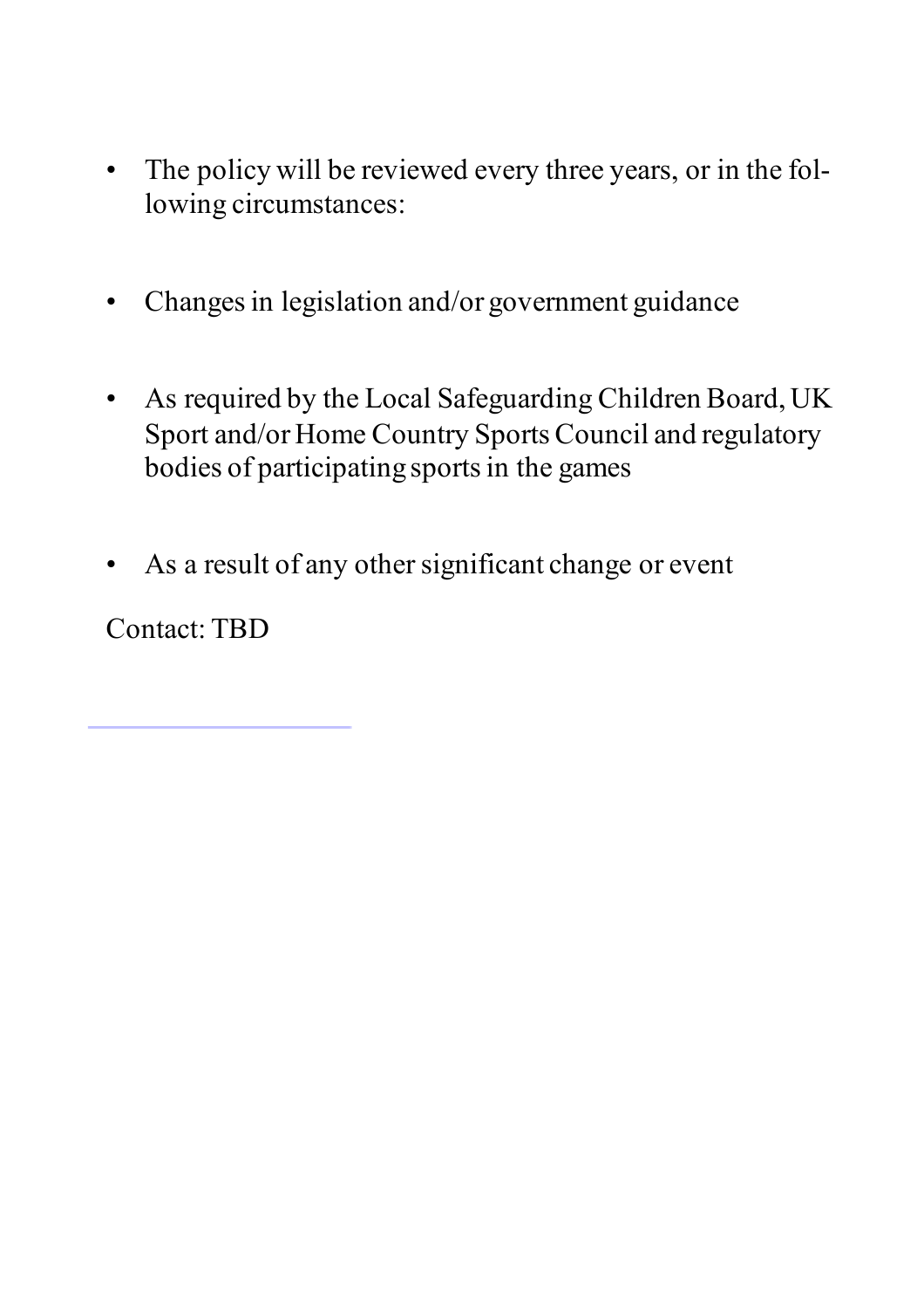- The policy will be reviewed every three years, or in the following circumstances:

- Changes in legislation and/or government guidance

- As required by the Local Safeguarding Children Board, UK Sport and/or Home Country Sports Council and regulatory bodies of participating sports in the games

- As a result of any other significant change or event

Contact: TBD